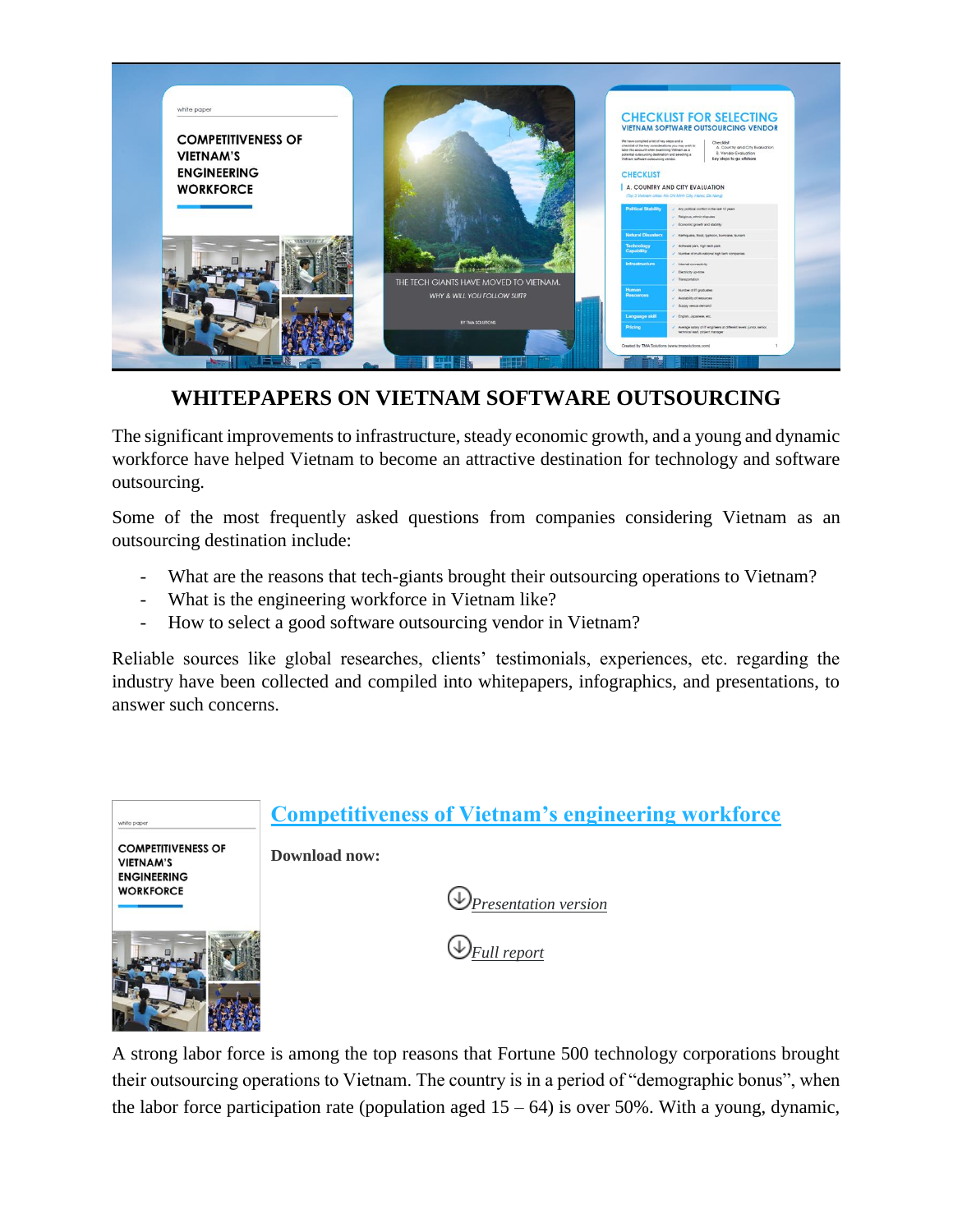## WHITEPAPERS ON VIETNAM SOFTWARE OUTSOURCING

The significant improvements to infrastructure, steady economic growth, and a young and dynamic workforce have helped Vietnam to become an attractive destination for technology and software outsourcing.

Some of the most frequently asked questions from companies considering Vietnam as an outsourcing destination include:

- What are the reasons that tech-giants brought their outsourcing operations to Vietnam?
- What is the engineering workforce in Vietnam like?
- How to select a good software outsourcing vendor in Vietnam?

Reliable sources like global researches, clients' testimonials, experiences, etc. regarding the industry have been collected and compiled into whitepapers, infographics, and presentations, to answer such concerns.

### Competitiveness of Vietnam's engineering workforce

**Download now:**

*Presentation version*

*Full report*

A strong labor force is among the top reasons that Fortune 500 technology corporations brought their outsourcing operations to Vietnam. The country is in a period of "demographic bonus", when the labor force participation rate (population aged 15 – 64) is over 50%. With a young, dynamic,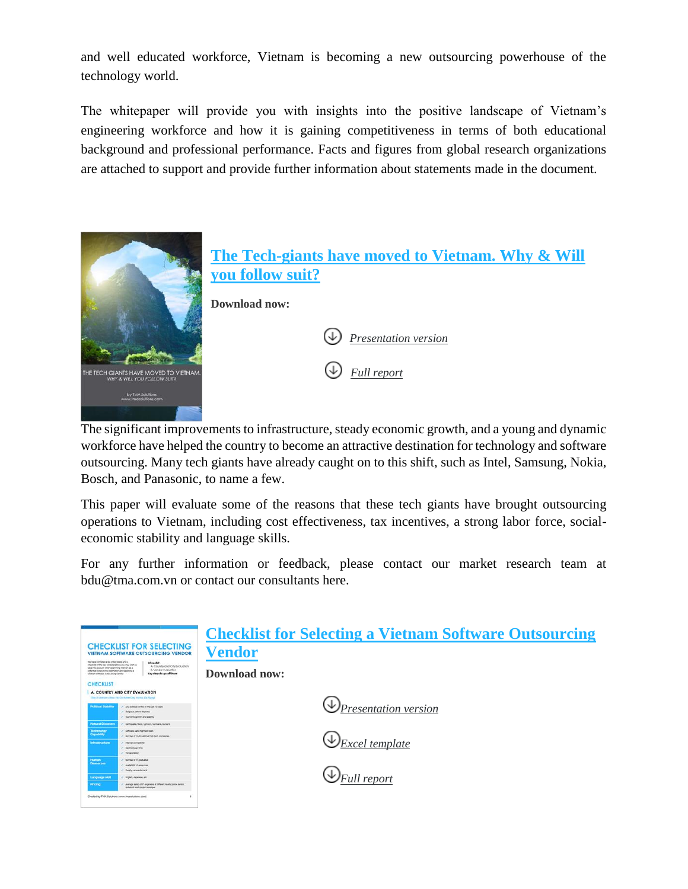and well educated workforce, Vietnam is becoming a new outsourcing powerhouse of the technology world.

The whitepaper will provide you with insights into the positive landscape of Vietnam's engineering workforce and how it is gaining competitiveness in terms of both educational background and professional performance. Facts and figures from global research organizations are attached to support and provide further information about statements made in the document.

## The Tech-giants have moved to Vietnam. Why & Will you follow suit?

**Download now:**

- *Presentation version*
- *Full report*

The significant improvements to infrastructure, steady economic growth, and a young and dynamic workforce have helped the country to become an attractive destination for technology and software outsourcing. Many tech giants have already caught on to this shift, such as Intel, Samsung, Nokia, Bosch, and Panasonic, to name a few.

This paper will evaluate some of the reasons that these tech giants have brought outsourcing operations to Vietnam, including cost effectiveness, tax incentives, a strong labor force, social-economic stability and language skills.

For any further information or feedback, please contact our market research team at bdu@tma.com.vn or contact our consultants here.

## Checklist for Selecting a Vietnam Software Outsourcing Vendor

**Download now:**

- *Presentation version*
- *Excel template*
- *Full report*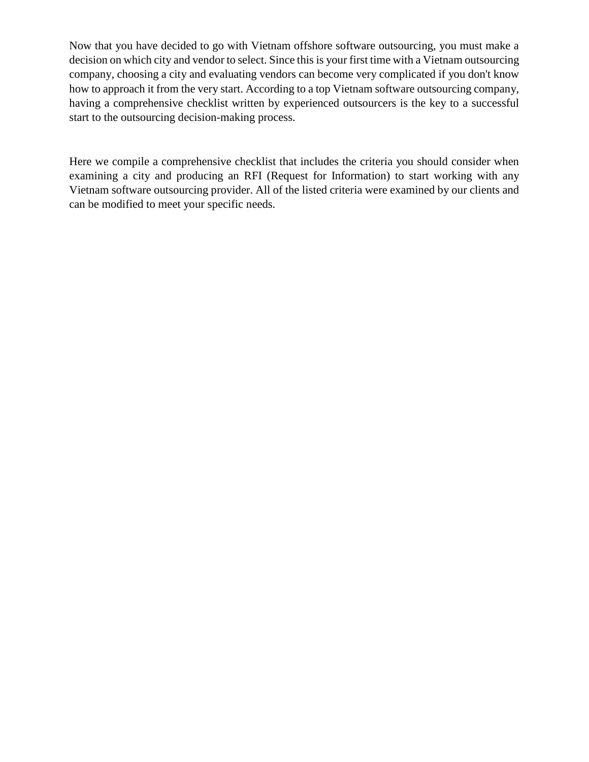Now that you have decided to go with Vietnam offshore software outsourcing, you must make a decision on which city and vendor to select. Since this is your first time with a Vietnam outsourcing company, choosing a city and evaluating vendors can become very complicated if you don't know how to approach it from the very start. According to a top Vietnam software outsourcing company, having a comprehensive checklist written by experienced outsourcers is the key to a successful start to the outsourcing decision-making process.

Here we compile a comprehensive checklist that includes the criteria you should consider when examining a city and producing an RFI (Request for Information) to start working with any Vietnam software outsourcing provider. All of the listed criteria were examined by our clients and can be modified to meet your specific needs.